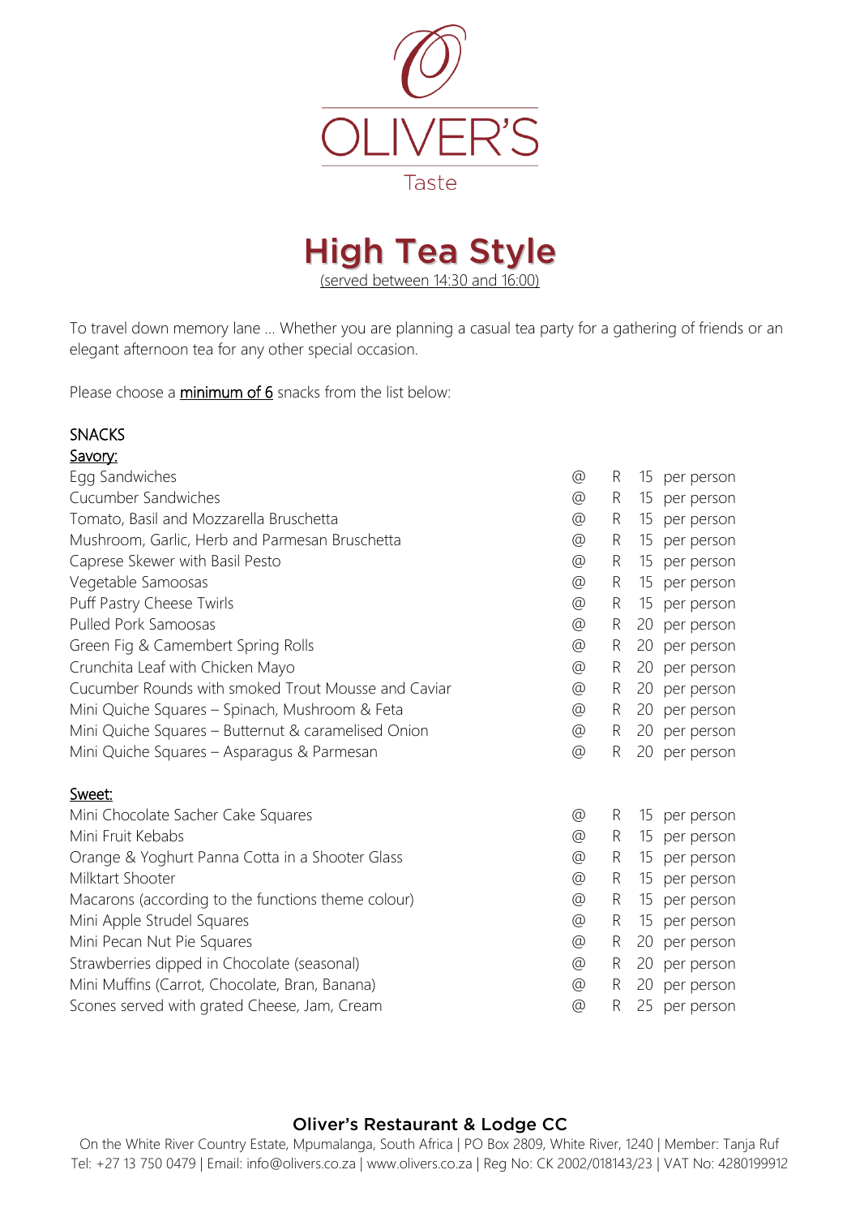# OLIVER'S

Taste

## High Tea Style

(served between 14:30 and 16:00)

To travel down memory lane … Whether you are planning a casual tea party for a gathering of friends or an elegant afternoon tea for any other special occasion.

Please choose a **minimum of 6** snacks from the list below:

### SNACKS

**Savory:**

| Item | | Price |
|---|---|---|
| Egg Sandwiches | @ | R 15 per person |
| Cucumber Sandwiches | @ | R 15 per person |
| Tomato, Basil and Mozzarella Bruschetta | @ | R 15 per person |
| Mushroom, Garlic, Herb and Parmesan Bruschetta | @ | R 15 per person |
| Caprese Skewer with Basil Pesto | @ | R 15 per person |
| Vegetable Samoosas | @ | R 15 per person |
| Puff Pastry Cheese Twirls | @ | R 15 per person |
| Pulled Pork Samoosas | @ | R 20 per person |
| Green Fig & Camembert Spring Rolls | @ | R 20 per person |
| Crunchita Leaf with Chicken Mayo | @ | R 20 per person |
| Cucumber Rounds with smoked Trout Mousse and Caviar | @ | R 20 per person |
| Mini Quiche Squares – Spinach, Mushroom & Feta | @ | R 20 per person |
| Mini Quiche Squares – Butternut & caramelised Onion | @ | R 20 per person |
| Mini Quiche Squares – Asparagus & Parmesan | @ | R 20 per person |

**Sweet:**

| Item | | Price |
|---|---|---|
| Mini Chocolate Sacher Cake Squares | @ | R 15 per person |
| Mini Fruit Kebabs | @ | R 15 per person |
| Orange & Yoghurt Panna Cotta in a Shooter Glass | @ | R 15 per person |
| Milktart Shooter | @ | R 15 per person |
| Macarons (according to the functions theme colour) | @ | R 15 per person |
| Mini Apple Strudel Squares | @ | R 15 per person |
| Mini Pecan Nut Pie Squares | @ | R 20 per person |
| Strawberries dipped in Chocolate (seasonal) | @ | R 20 per person |
| Mini Muffins (Carrot, Chocolate, Bran, Banana) | @ | R 20 per person |
| Scones served with grated Cheese, Jam, Cream | @ | R 25 per person |

**Oliver's Restaurant & Lodge CC**

On the White River Country Estate, Mpumalanga, South Africa | PO Box 2809, White River, 1240 | Member: Tanja Ruf
Tel: +27 13 750 0479 | Email: info@olivers.co.za | www.olivers.co.za | Reg No: CK 2002/018143/23 | VAT No: 4280199912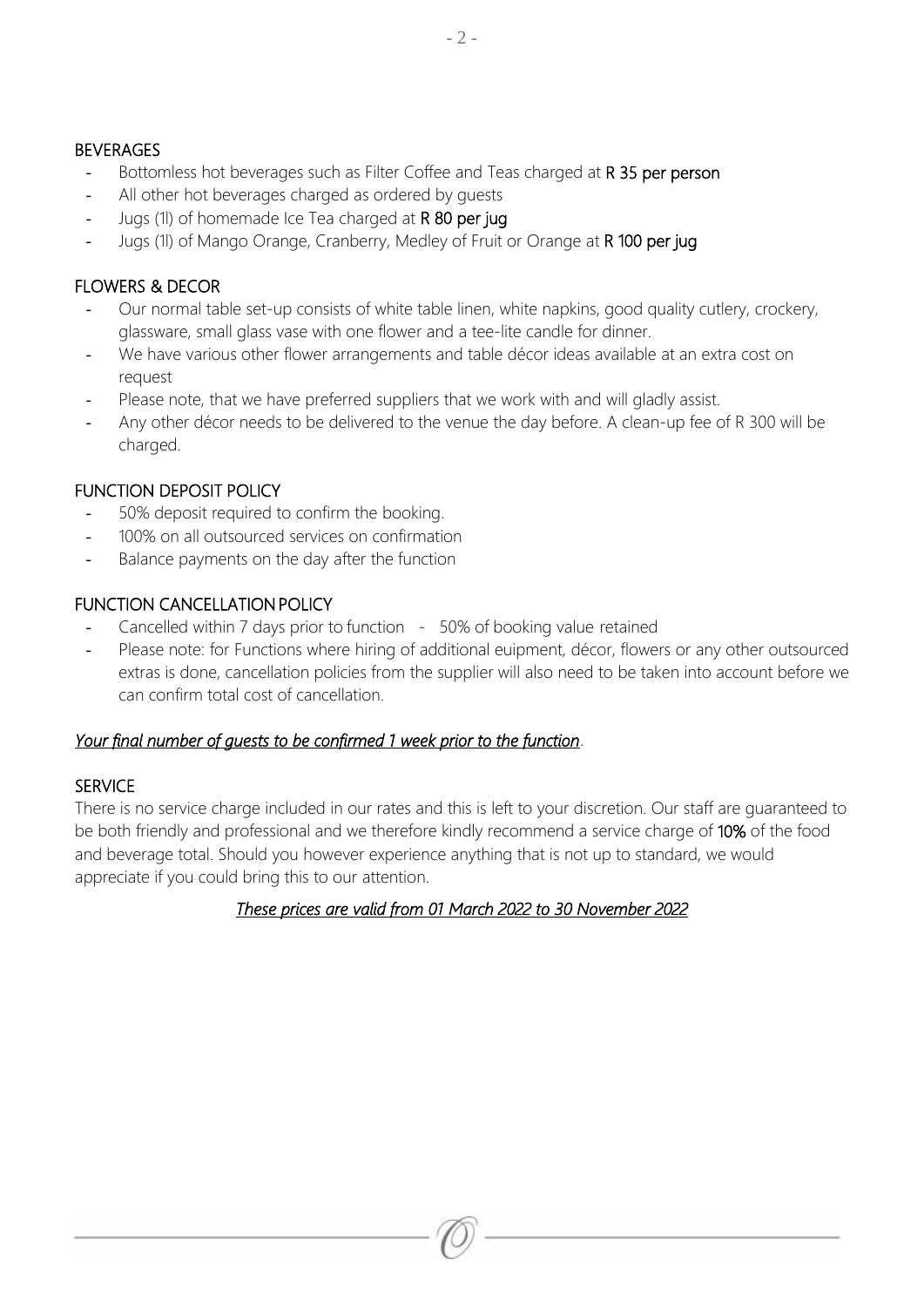## BEVERAGES

- Bottomless hot beverages such as Filter Coffee and Teas charged at **R 35 per person**
- All other hot beverages charged as ordered by guests
- Jugs (1l) of homemade Ice Tea charged at **R 80 per jug**
- Jugs (1l) of Mango Orange, Cranberry, Medley of Fruit or Orange at **R 100 per jug**

## FLOWERS & DECOR

- Our normal table set-up consists of white table linen, white napkins, good quality cutlery, crockery, glassware, small glass vase with one flower and a tee-lite candle for dinner.
- We have various other flower arrangements and table décor ideas available at an extra cost on request
- Please note, that we have preferred suppliers that we work with and will gladly assist.
- Any other décor needs to be delivered to the venue the day before. A clean-up fee of R 300 will be charged.

## FUNCTION DEPOSIT POLICY

- 50% deposit required to confirm the booking.
- 100% on all outsourced services on confirmation
- Balance payments on the day after the function

## FUNCTION CANCELLATION POLICY

- Cancelled within 7 days prior to function - 50% of booking value retained
- Please note: for Functions where hiring of additional euipment, décor, flowers or any other outsourced extras is done, cancellation policies from the supplier will also need to be taken into account before we can confirm total cost of cancellation.

*Your final number of guests to be confirmed 1 week prior to the function*.

## SERVICE

There is no service charge included in our rates and this is left to your discretion. Our staff are guaranteed to be both friendly and professional and we therefore kindly recommend a service charge of **10%** of the food and beverage total. Should you however experience anything that is not up to standard, we would appreciate if you could bring this to our attention.

*These prices are valid from 01 March 2022 to 30 November 2022*